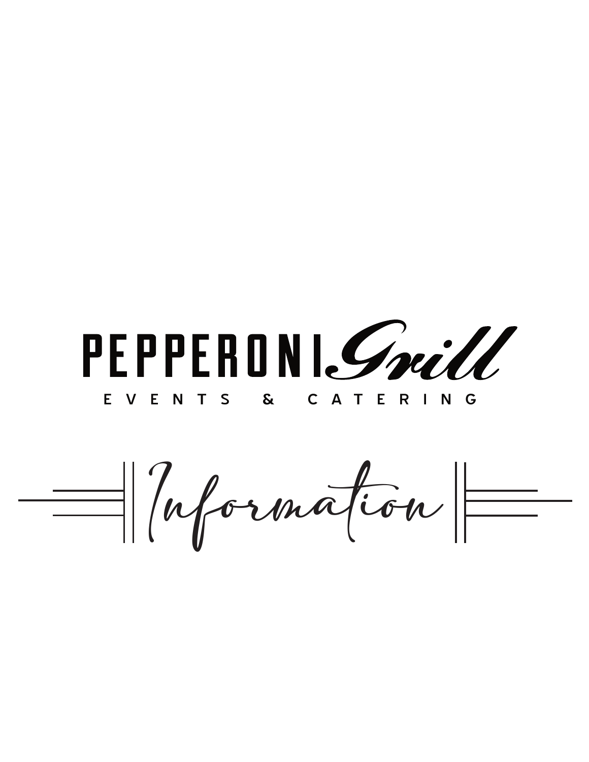# PEPPERONI Grill

EVENTS & CATERING

## Information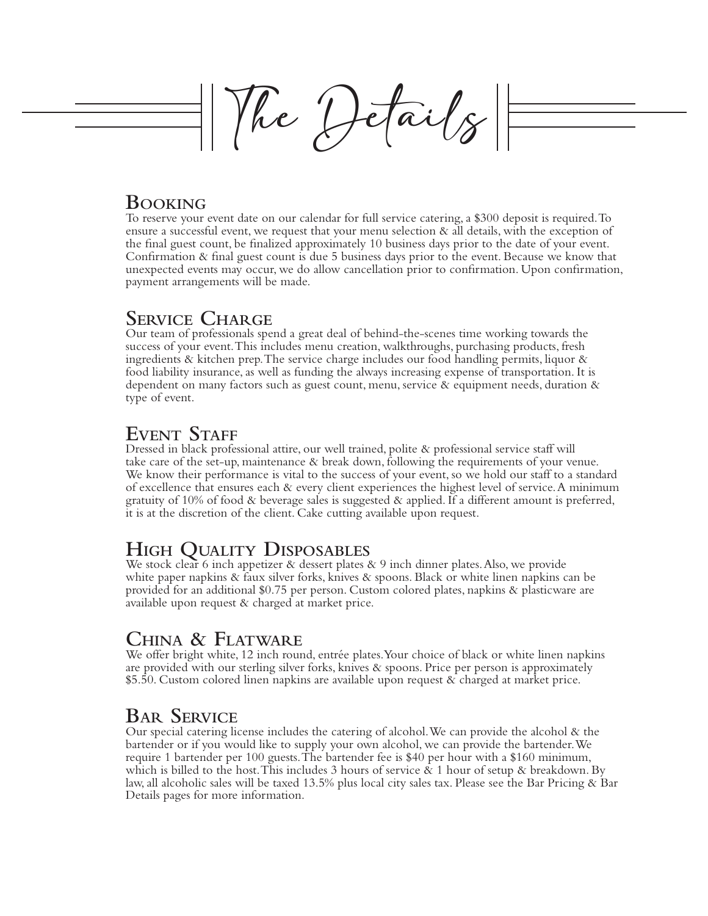# The Details

## Booking

To reserve your event date on our calendar for full service catering, a $300 deposit is required. To ensure a successful event, we request that your menu selection & all details, with the exception of the final guest count, be finalized approximately 10 business days prior to the date of your event. Confirmation & final guest count is due 5 business days prior to the event. Because we know that unexpected events may occur, we do allow cancellation prior to confirmation. Upon confirmation, payment arrangements will be made.

## Service Charge

Our team of professionals spend a great deal of behind-the-scenes time working towards the success of your event. This includes menu creation, walkthroughs, purchasing products, fresh ingredients & kitchen prep. The service charge includes our food handling permits, liquor & food liability insurance, as well as funding the always increasing expense of transportation. It is dependent on many factors such as guest count, menu, service & equipment needs, duration & type of event.

## Event Staff

Dressed in black professional attire, our well trained, polite & professional service staff will take care of the set-up, maintenance & break down, following the requirements of your venue. We know their performance is vital to the success of your event, so we hold our staff to a standard of excellence that ensures each & every client experiences the highest level of service. A minimum gratuity of 10% of food & beverage sales is suggested & applied. If a different amount is preferred, it is at the discretion of the client. Cake cutting available upon request.

## High Quality Disposables

We stock clear 6 inch appetizer & dessert plates & 9 inch dinner plates. Also, we provide white paper napkins & faux silver forks, knives & spoons. Black or white linen napkins can be provided for an additional $0.75 per person. Custom colored plates, napkins & plasticware are available upon request & charged at market price.

## China & Flatware

We offer bright white, 12 inch round, entrée plates. Your choice of black or white linen napkins are provided with our sterling silver forks, knives & spoons. Price per person is approximately $5.50. Custom colored linen napkins are available upon request & charged at market price.

## Bar Service

Our special catering license includes the catering of alcohol. We can provide the alcohol & the bartender or if you would like to supply your own alcohol, we can provide the bartender. We require 1 bartender per 100 guests. The bartender fee is $40 per hour with a $160 minimum, which is billed to the host. This includes 3 hours of service & 1 hour of setup & breakdown. By law, all alcoholic sales will be taxed 13.5% plus local city sales tax. Please see the Bar Pricing & Bar Details pages for more information.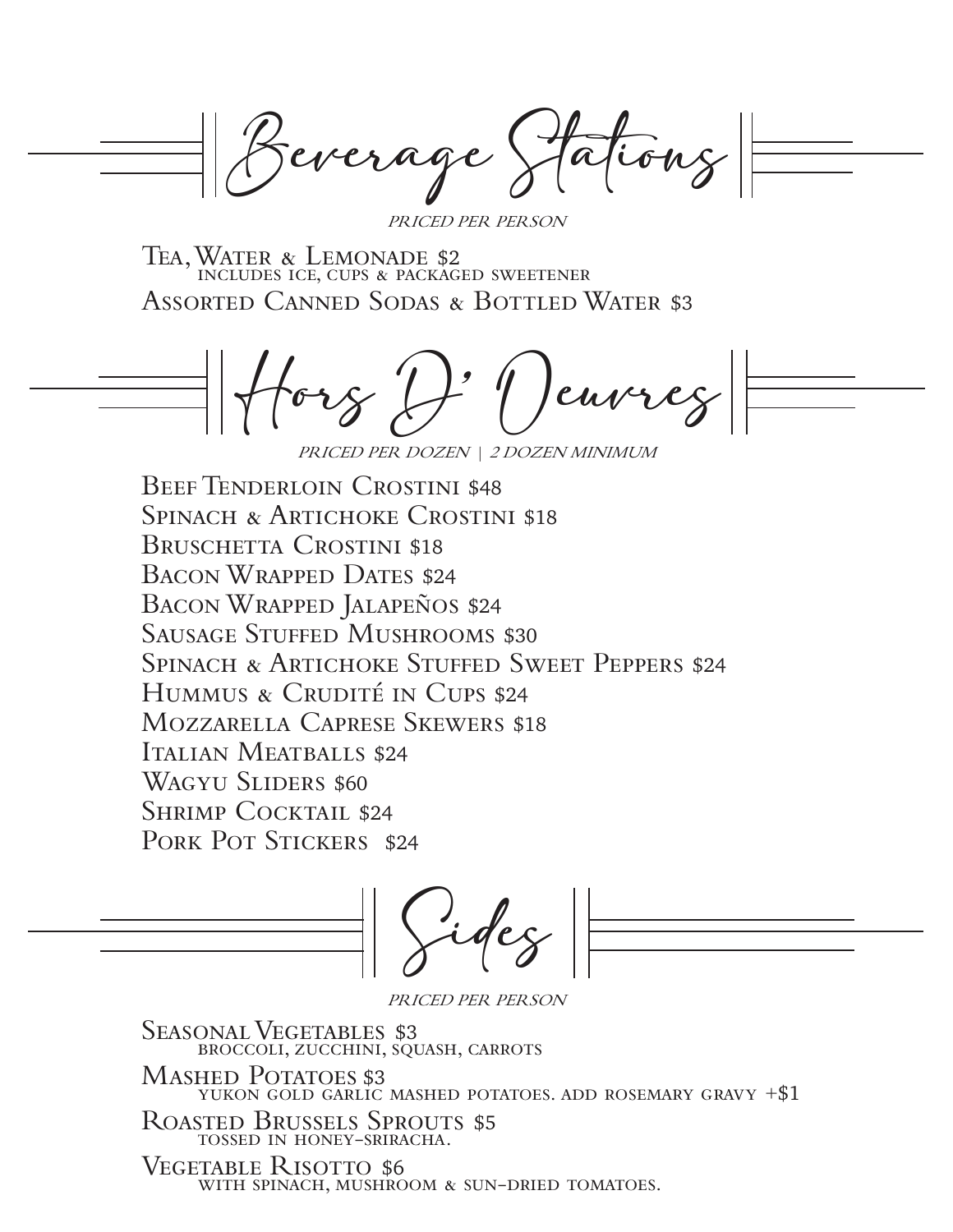## Beverage Stations

*PRICED PER PERSON*

Tea, Water & Lemonade $2
includes ice, cups & packaged sweetener

Assorted Canned Sodas & Bottled Water $3

## Hors D' Oeuvres

*PRICED PER DOZEN | 2 DOZEN MINIMUM*

Beef Tenderloin Crostini $48
Spinach & Artichoke Crostini $18
Bruschetta Crostini $18
Bacon Wrapped Dates $24
Bacon Wrapped Jalapeños $24
Sausage Stuffed Mushrooms $30
Spinach & Artichoke Stuffed Sweet Peppers $24
Hummus & Crudité in Cups $24
Mozzarella Caprese Skewers $18
Italian Meatballs $24
Wagyu Sliders $60
Shrimp Cocktail $24
Pork Pot Stickers $24

## Sides

*PRICED PER PERSON*

Seasonal Vegetables $3
broccoli, zucchini, squash, carrots

Mashed Potatoes $3
yukon gold garlic mashed potatoes. add rosemary gravy +$1

Roasted Brussels Sprouts $5
tossed in honey-sriracha.

Vegetable Risotto $6
with spinach, mushroom & sun-dried tomatoes.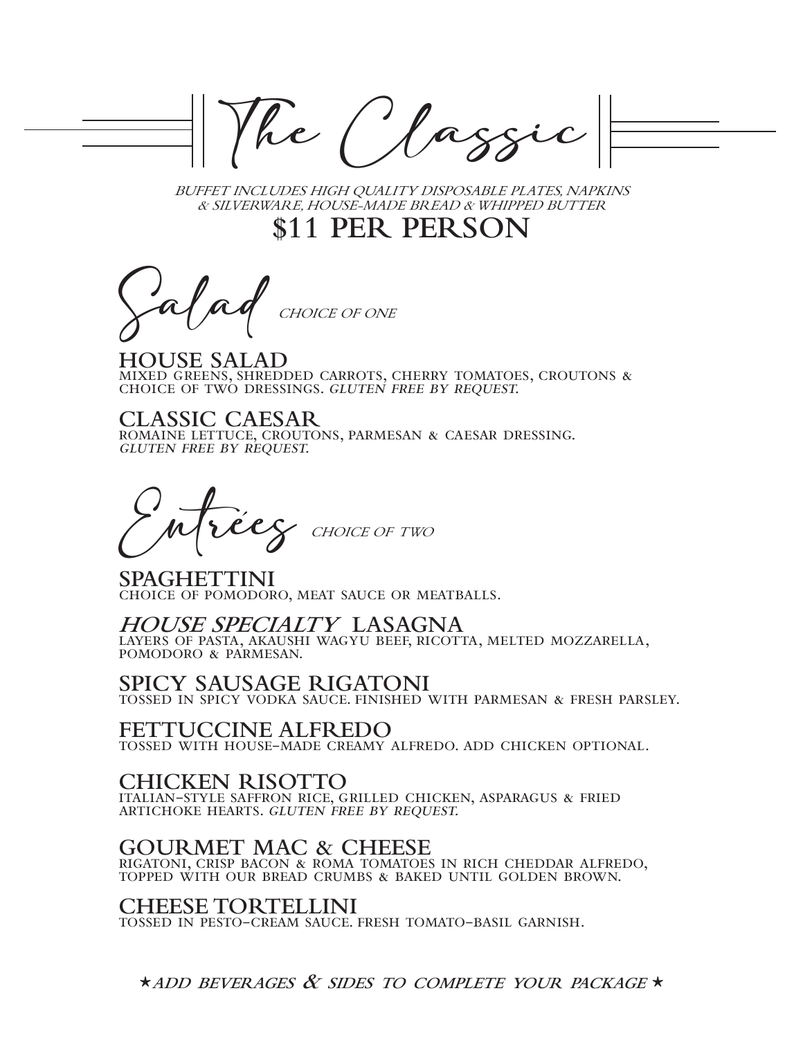# The Classic

*BUFFET INCLUDES HIGH QUALITY DISPOSABLE PLATES, NAPKINS & SILVERWARE, HOUSE-MADE BREAD & WHIPPED BUTTER*

## $11 PER PERSON

## Salad *CHOICE OF ONE*

### HOUSE SALAD
MIXED GREENS, SHREDDED CARROTS, CHERRY TOMATOES, CROUTONS & CHOICE OF TWO DRESSINGS. *GLUTEN FREE BY REQUEST.*

### CLASSIC CAESAR
ROMAINE LETTUCE, CROUTONS, PARMESAN & CAESAR DRESSING. *GLUTEN FREE BY REQUEST.*

## Entrées *CHOICE OF TWO*

### SPAGHETTINI
CHOICE OF POMODORO, MEAT SAUCE OR MEATBALLS.

### *HOUSE SPECIALTY* LASAGNA
LAYERS OF PASTA, AKAUSHI WAGYU BEEF, RICOTTA, MELTED MOZZARELLA, POMODORO & PARMESAN.

### SPICY SAUSAGE RIGATONI
TOSSED IN SPICY VODKA SAUCE. FINISHED WITH PARMESAN & FRESH PARSLEY.

### FETTUCCINE ALFREDO
TOSSED WITH HOUSE-MADE CREAMY ALFREDO. ADD CHICKEN OPTIONAL.

### CHICKEN RISOTTO
ITALIAN-STYLE SAFFRON RICE, GRILLED CHICKEN, ASPARAGUS & FRIED ARTICHOKE HEARTS. *GLUTEN FREE BY REQUEST.*

### GOURMET MAC & CHEESE
RIGATONI, CRISP BACON & ROMA TOMATOES IN RICH CHEDDAR ALFREDO, TOPPED WITH OUR BREAD CRUMBS & BAKED UNTIL GOLDEN BROWN.

### CHEESE TORTELLINI
TOSSED IN PESTO-CREAM SAUCE. FRESH TOMATO-BASIL GARNISH.

★ *ADD BEVERAGES & SIDES TO COMPLETE YOUR PACKAGE* ★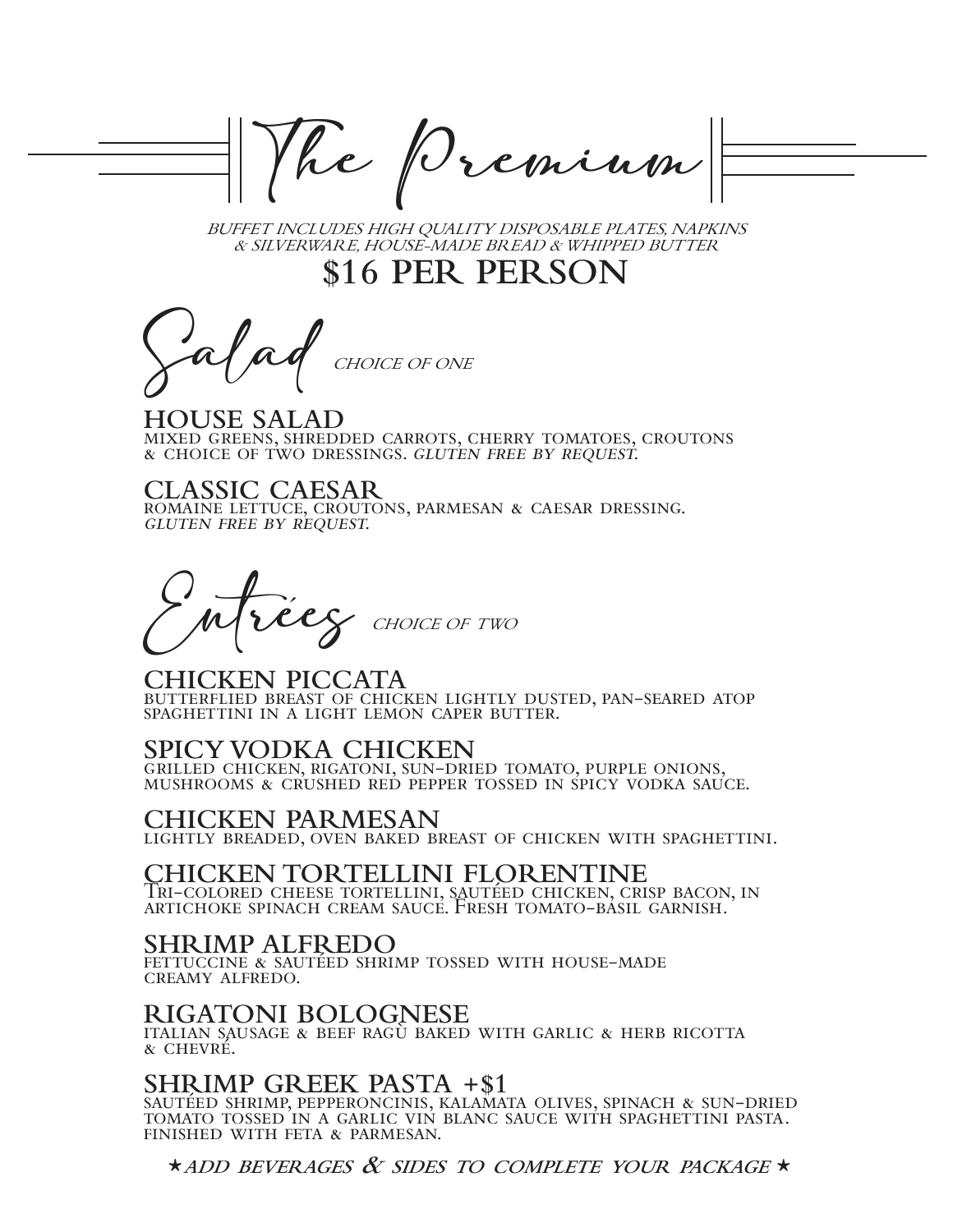# The Premium

*BUFFET INCLUDES HIGH QUALITY DISPOSABLE PLATES, NAPKINS & SILVERWARE, HOUSE-MADE BREAD & WHIPPED BUTTER*

## $16 PER PERSON

## Salad *CHOICE OF ONE*

### HOUSE SALAD
MIXED GREENS, SHREDDED CARROTS, CHERRY TOMATOES, CROUTONS & CHOICE OF TWO DRESSINGS. *GLUTEN FREE BY REQUEST.*

### CLASSIC CAESAR
ROMAINE LETTUCE, CROUTONS, PARMESAN & CAESAR DRESSING. *GLUTEN FREE BY REQUEST.*

## Entrées *CHOICE OF TWO*

### CHICKEN PICCATA
BUTTERFLIED BREAST OF CHICKEN LIGHTLY DUSTED, PAN-SEARED ATOP SPAGHETTINI IN A LIGHT LEMON CAPER BUTTER.

### SPICY VODKA CHICKEN
GRILLED CHICKEN, RIGATONI, SUN-DRIED TOMATO, PURPLE ONIONS, MUSHROOMS & CRUSHED RED PEPPER TOSSED IN SPICY VODKA SAUCE.

### CHICKEN PARMESAN
LIGHTLY BREADED, OVEN BAKED BREAST OF CHICKEN WITH SPAGHETTINI.

### CHICKEN TORTELLINI FLORENTINE
Tri-colored cheese tortellini, sautéed chicken, crisp bacon, in artichoke spinach cream sauce. Fresh tomato-basil garnish.

### SHRIMP ALFREDO
FETTUCCINE & SAUTÉED SHRIMP TOSSED WITH HOUSE-MADE CREAMY ALFREDO.

### RIGATONI BOLOGNESE
ITALIAN SAUSAGE & BEEF RAGÙ BAKED WITH GARLIC & HERB RICOTTA & CHEVRÉ.

### SHRIMP GREEK PASTA +$1
SAUTÉED SHRIMP, PEPPERONCINIS, KALAMATA OLIVES, SPINACH & SUN-DRIED TOMATO TOSSED IN A GARLIC VIN BLANC SAUCE WITH SPAGHETTINI PASTA. FINISHED WITH FETA & PARMESAN.

★ ***ADD BEVERAGES & SIDES TO COMPLETE YOUR PACKAGE*** ★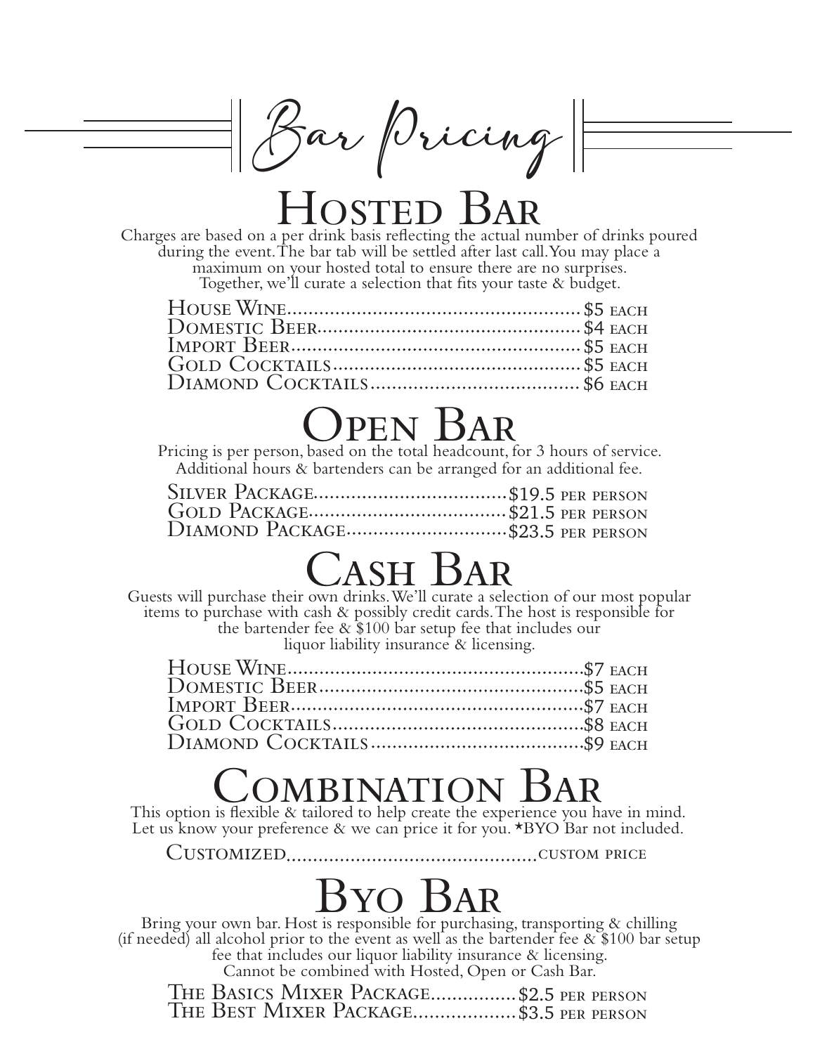# Bar Pricing

## Hosted Bar

Charges are based on a per drink basis reflecting the actual number of drinks poured during the event. The bar tab will be settled after last call. You may place a maximum on your hosted total to ensure there are no surprises. Together, we'll curate a selection that fits your taste & budget.

House Wine.......................................................$5 each
Domestic Beer...................................................$4 each
Import Beer.......................................................$5 each
Gold Cocktails...................................................$5 each
Diamond Cocktails...........................................$6 each

## Open Bar

Pricing is per person, based on the total headcount, for 3 hours of service. Additional hours & bartenders can be arranged for an additional fee.

Silver Package....................................$19.5 per person
Gold Package.....................................$21.5 per person
Diamond Package...............................$23.5 per person

## Cash Bar

Guests will purchase their own drinks. We'll curate a selection of our most popular items to purchase with cash & possibly credit cards. The host is responsible for the bartender fee & $100 bar setup fee that includes our liquor liability insurance & licensing.

House Wine.......................................................$7 each
Domestic Beer...................................................$5 each
Import Beer.......................................................$7 each
Gold Cocktails...................................................$8 each
Diamond Cocktails...........................................$9 each

## Combination Bar

This option is flexible & tailored to help create the experience you have in mind. Let us know your preference & we can price it for you. *BYO Bar not included.

Customized..............................................custom price

## Byo Bar

Bring your own bar. Host is responsible for purchasing, transporting & chilling (if needed) all alcohol prior to the event as well as the bartender fee & $100 bar setup fee that includes our liquor liability insurance & licensing. Cannot be combined with Hosted, Open or Cash Bar.

The Basics Mixer Package................$2.5 per person
The Best Mixer Package...................$3.5 per person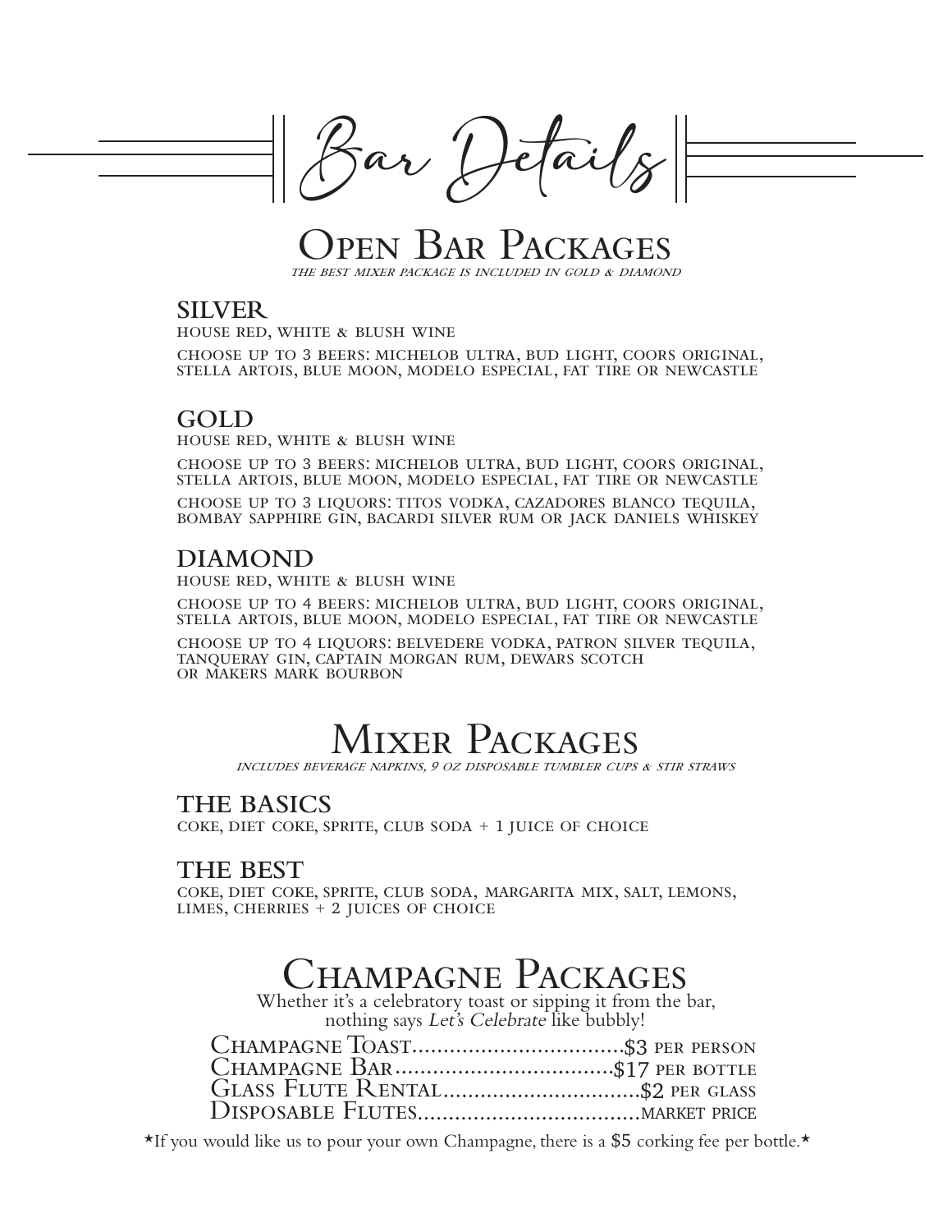# Bar Details

## Open Bar Packages

*THE BEST MIXER PACKAGE IS INCLUDED IN GOLD & DIAMOND*

### SILVER

HOUSE RED, WHITE & BLUSH WINE

CHOOSE UP TO 3 BEERS: MICHELOB ULTRA, BUD LIGHT, COORS ORIGINAL, STELLA ARTOIS, BLUE MOON, MODELO ESPECIAL, FAT TIRE OR NEWCASTLE

### GOLD

HOUSE RED, WHITE & BLUSH WINE

CHOOSE UP TO 3 BEERS: MICHELOB ULTRA, BUD LIGHT, COORS ORIGINAL, STELLA ARTOIS, BLUE MOON, MODELO ESPECIAL, FAT TIRE OR NEWCASTLE

CHOOSE UP TO 3 LIQUORS: TITOS VODKA, CAZADORES BLANCO TEQUILA, BOMBAY SAPPHIRE GIN, BACARDI SILVER RUM OR JACK DANIELS WHISKEY

### DIAMOND

HOUSE RED, WHITE & BLUSH WINE

CHOOSE UP TO 4 BEERS: MICHELOB ULTRA, BUD LIGHT, COORS ORIGINAL, STELLA ARTOIS, BLUE MOON, MODELO ESPECIAL, FAT TIRE OR NEWCASTLE

CHOOSE UP TO 4 LIQUORS: BELVEDERE VODKA, PATRON SILVER TEQUILA, TANQUERAY GIN, CAPTAIN MORGAN RUM, DEWARS SCOTCH OR MAKERS MARK BOURBON

## Mixer Packages

*INCLUDES BEVERAGE NAPKINS, 9 OZ DISPOSABLE TUMBLER CUPS & STIR STRAWS*

### THE BASICS

COKE, DIET COKE, SPRITE, CLUB SODA + 1 JUICE OF CHOICE

### THE BEST

COKE, DIET COKE, SPRITE, CLUB SODA, MARGARITA MIX, SALT, LEMONS, LIMES, CHERRIES + 2 JUICES OF CHOICE

## Champagne Packages

Whether it's a celebratory toast or sipping it from the bar, nothing says *Let's Celebrate* like bubbly!

Champagne Toast.................................$3 PER PERSON
Champagne Bar.................................$17 PER BOTTLE
Glass Flute Rental..............................$2 PER GLASS
Disposable Flutes.................................MARKET PRICE

*If you would like us to pour your own Champagne, there is a $5 corking fee per bottle.*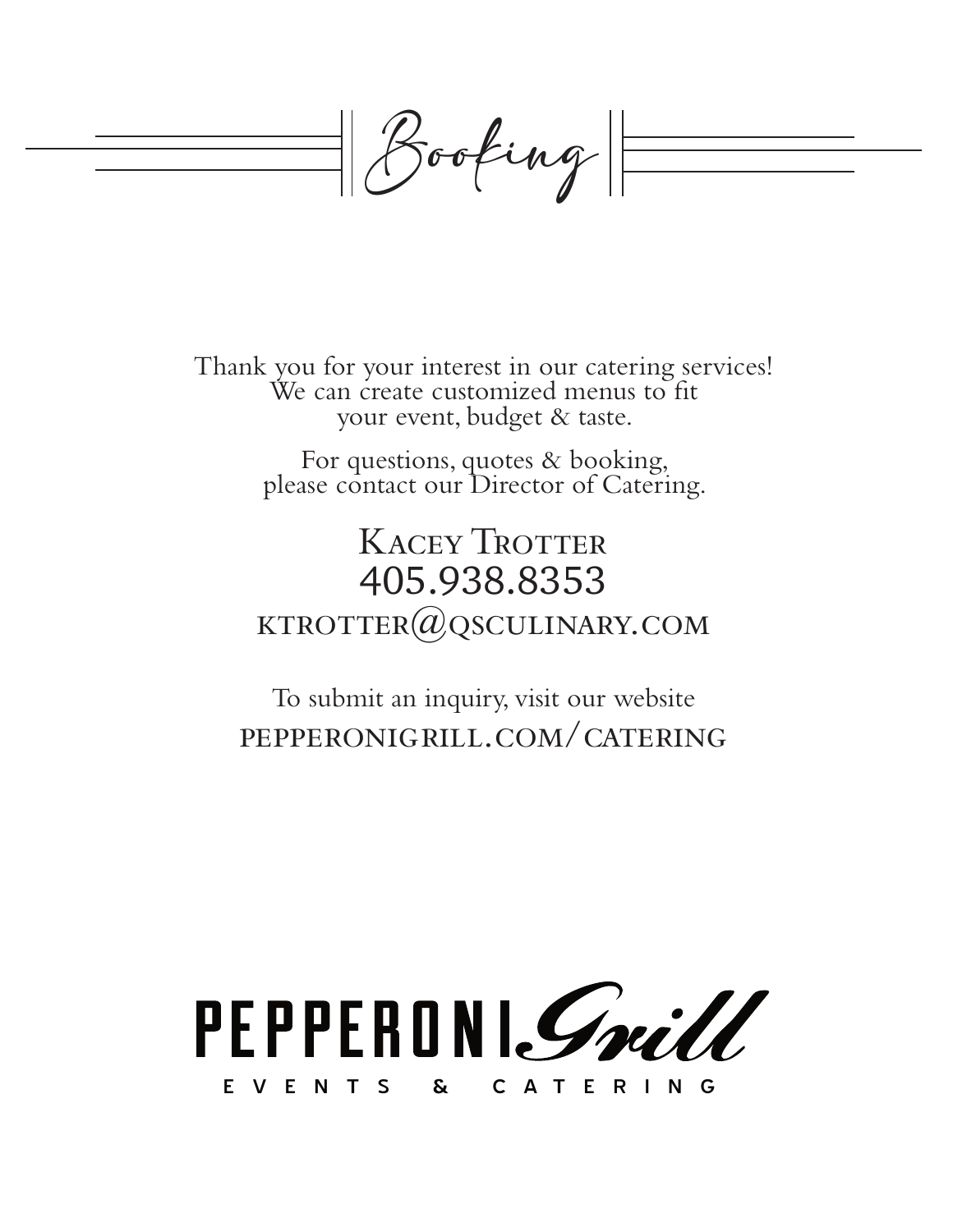# Booking

Thank you for your interest in our catering services!
We can create customized menus to fit
your event, budget & taste.

For questions, quotes & booking,
please contact our Director of Catering.

Kacey Trotter
405.938.8353
ktrotter@qsculinary.com

To submit an inquiry, visit our website
pepperonigrill.com/catering

PEPPERONI Grill
EVENTS & CATERING